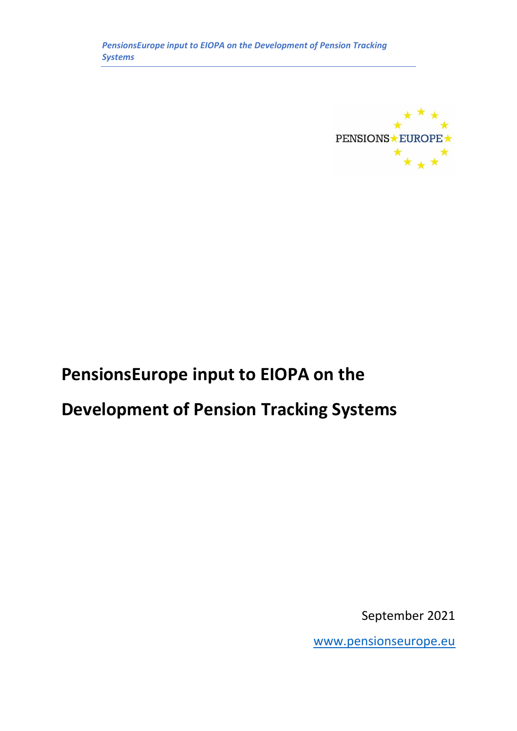# PensionsEurope input to EIOPA on the Development of Pension Tracking Systems

September 2021

www.pensionseurope.eu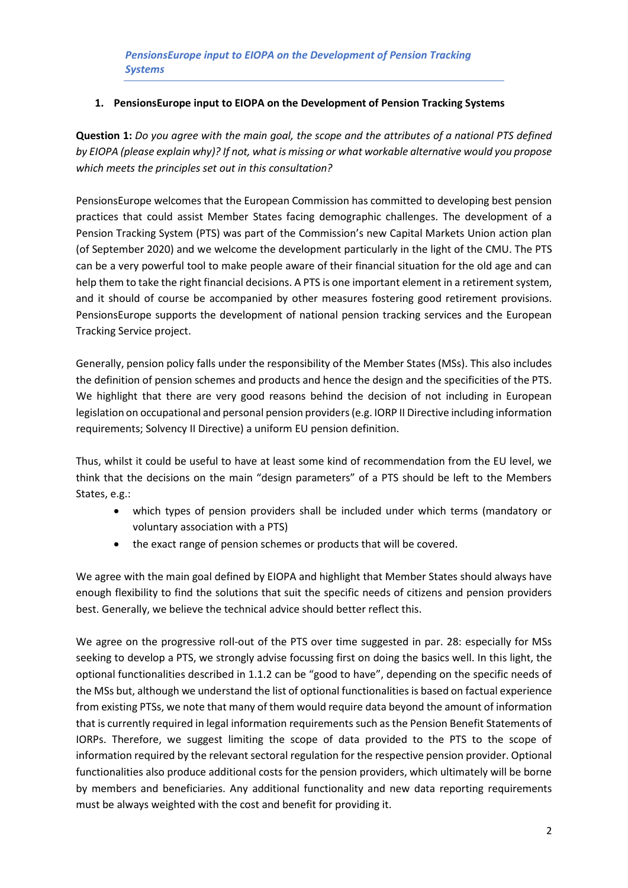## 1. PensionsEurope input to EIOPA on the Development of Pension Tracking Systems

**Question 1:** *Do you agree with the main goal, the scope and the attributes of a national PTS defined by EIOPA (please explain why)? If not, what is missing or what workable alternative would you propose which meets the principles set out in this consultation?*

PensionsEurope welcomes that the European Commission has committed to developing best pension practices that could assist Member States facing demographic challenges. The development of a Pension Tracking System (PTS) was part of the Commission's new Capital Markets Union action plan (of September 2020) and we welcome the development particularly in the light of the CMU. The PTS can be a very powerful tool to make people aware of their financial situation for the old age and can help them to take the right financial decisions. A PTS is one important element in a retirement system, and it should of course be accompanied by other measures fostering good retirement provisions. PensionsEurope supports the development of national pension tracking services and the European Tracking Service project.

Generally, pension policy falls under the responsibility of the Member States (MSs). This also includes the definition of pension schemes and products and hence the design and the specificities of the PTS. We highlight that there are very good reasons behind the decision of not including in European legislation on occupational and personal pension providers (e.g. IORP II Directive including information requirements; Solvency II Directive) a uniform EU pension definition.

Thus, whilst it could be useful to have at least some kind of recommendation from the EU level, we think that the decisions on the main "design parameters" of a PTS should be left to the Members States, e.g.:

- which types of pension providers shall be included under which terms (mandatory or voluntary association with a PTS)
- the exact range of pension schemes or products that will be covered.

We agree with the main goal defined by EIOPA and highlight that Member States should always have enough flexibility to find the solutions that suit the specific needs of citizens and pension providers best. Generally, we believe the technical advice should better reflect this.

We agree on the progressive roll-out of the PTS over time suggested in par. 28: especially for MSs seeking to develop a PTS, we strongly advise focussing first on doing the basics well. In this light, the optional functionalities described in 1.1.2 can be "good to have", depending on the specific needs of the MSs but, although we understand the list of optional functionalities is based on factual experience from existing PTSs, we note that many of them would require data beyond the amount of information that is currently required in legal information requirements such as the Pension Benefit Statements of IORPs. Therefore, we suggest limiting the scope of data provided to the PTS to the scope of information required by the relevant sectoral regulation for the respective pension provider. Optional functionalities also produce additional costs for the pension providers, which ultimately will be borne by members and beneficiaries. Any additional functionality and new data reporting requirements must be always weighted with the cost and benefit for providing it.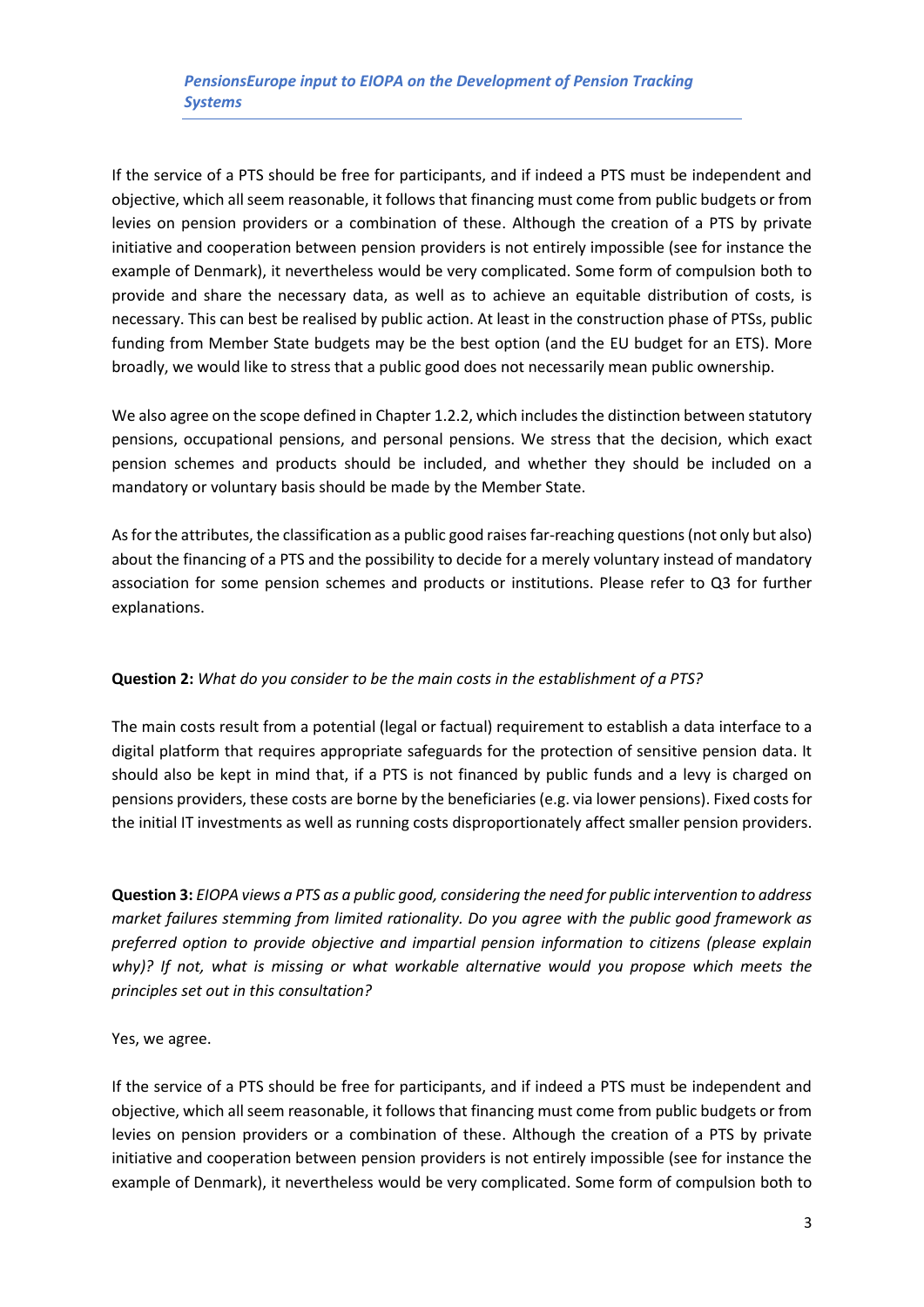If the service of a PTS should be free for participants, and if indeed a PTS must be independent and objective, which all seem reasonable, it follows that financing must come from public budgets or from levies on pension providers or a combination of these. Although the creation of a PTS by private initiative and cooperation between pension providers is not entirely impossible (see for instance the example of Denmark), it nevertheless would be very complicated. Some form of compulsion both to provide and share the necessary data, as well as to achieve an equitable distribution of costs, is necessary. This can best be realised by public action. At least in the construction phase of PTSs, public funding from Member State budgets may be the best option (and the EU budget for an ETS). More broadly, we would like to stress that a public good does not necessarily mean public ownership.

We also agree on the scope defined in Chapter 1.2.2, which includes the distinction between statutory pensions, occupational pensions, and personal pensions. We stress that the decision, which exact pension schemes and products should be included, and whether they should be included on a mandatory or voluntary basis should be made by the Member State.

As for the attributes, the classification as a public good raises far-reaching questions (not only but also) about the financing of a PTS and the possibility to decide for a merely voluntary instead of mandatory association for some pension schemes and products or institutions. Please refer to Q3 for further explanations.

**Question 2:** *What do you consider to be the main costs in the establishment of a PTS?*

The main costs result from a potential (legal or factual) requirement to establish a data interface to a digital platform that requires appropriate safeguards for the protection of sensitive pension data. It should also be kept in mind that, if a PTS is not financed by public funds and a levy is charged on pensions providers, these costs are borne by the beneficiaries (e.g. via lower pensions). Fixed costs for the initial IT investments as well as running costs disproportionately affect smaller pension providers.

**Question 3:** *EIOPA views a PTS as a public good, considering the need for public intervention to address market failures stemming from limited rationality. Do you agree with the public good framework as preferred option to provide objective and impartial pension information to citizens (please explain why)? If not, what is missing or what workable alternative would you propose which meets the principles set out in this consultation?*

Yes, we agree.

If the service of a PTS should be free for participants, and if indeed a PTS must be independent and objective, which all seem reasonable, it follows that financing must come from public budgets or from levies on pension providers or a combination of these. Although the creation of a PTS by private initiative and cooperation between pension providers is not entirely impossible (see for instance the example of Denmark), it nevertheless would be very complicated. Some form of compulsion both to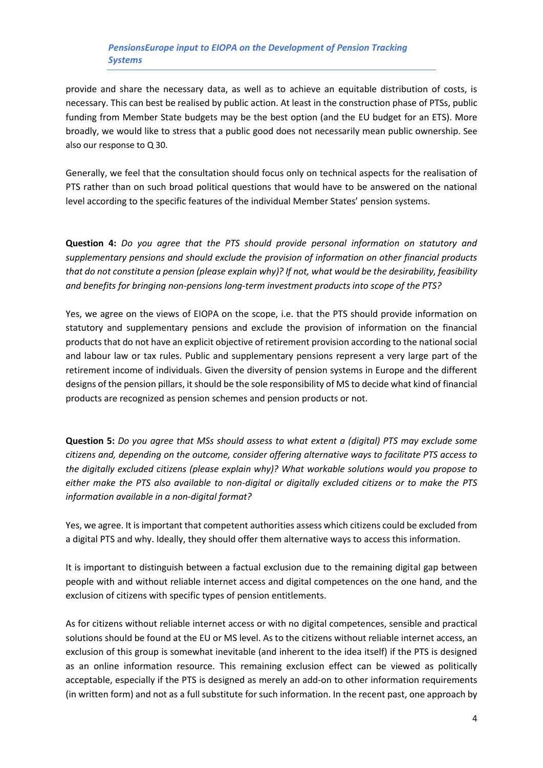provide and share the necessary data, as well as to achieve an equitable distribution of costs, is necessary. This can best be realised by public action. At least in the construction phase of PTSs, public funding from Member State budgets may be the best option (and the EU budget for an ETS). More broadly, we would like to stress that a public good does not necessarily mean public ownership. See also our response to Q 30.

Generally, we feel that the consultation should focus only on technical aspects for the realisation of PTS rather than on such broad political questions that would have to be answered on the national level according to the specific features of the individual Member States' pension systems.

**Question 4:** *Do you agree that the PTS should provide personal information on statutory and supplementary pensions and should exclude the provision of information on other financial products that do not constitute a pension (please explain why)? If not, what would be the desirability, feasibility and benefits for bringing non-pensions long-term investment products into scope of the PTS?*

Yes, we agree on the views of EIOPA on the scope, i.e. that the PTS should provide information on statutory and supplementary pensions and exclude the provision of information on the financial products that do not have an explicit objective of retirement provision according to the national social and labour law or tax rules. Public and supplementary pensions represent a very large part of the retirement income of individuals. Given the diversity of pension systems in Europe and the different designs of the pension pillars, it should be the sole responsibility of MS to decide what kind of financial products are recognized as pension schemes and pension products or not.

**Question 5:** *Do you agree that MSs should assess to what extent a (digital) PTS may exclude some citizens and, depending on the outcome, consider offering alternative ways to facilitate PTS access to the digitally excluded citizens (please explain why)? What workable solutions would you propose to either make the PTS also available to non-digital or digitally excluded citizens or to make the PTS information available in a non-digital format?*

Yes, we agree. It is important that competent authorities assess which citizens could be excluded from a digital PTS and why. Ideally, they should offer them alternative ways to access this information.

It is important to distinguish between a factual exclusion due to the remaining digital gap between people with and without reliable internet access and digital competences on the one hand, and the exclusion of citizens with specific types of pension entitlements.

As for citizens without reliable internet access or with no digital competences, sensible and practical solutions should be found at the EU or MS level. As to the citizens without reliable internet access, an exclusion of this group is somewhat inevitable (and inherent to the idea itself) if the PTS is designed as an online information resource. This remaining exclusion effect can be viewed as politically acceptable, especially if the PTS is designed as merely an add-on to other information requirements (in written form) and not as a full substitute for such information. In the recent past, one approach by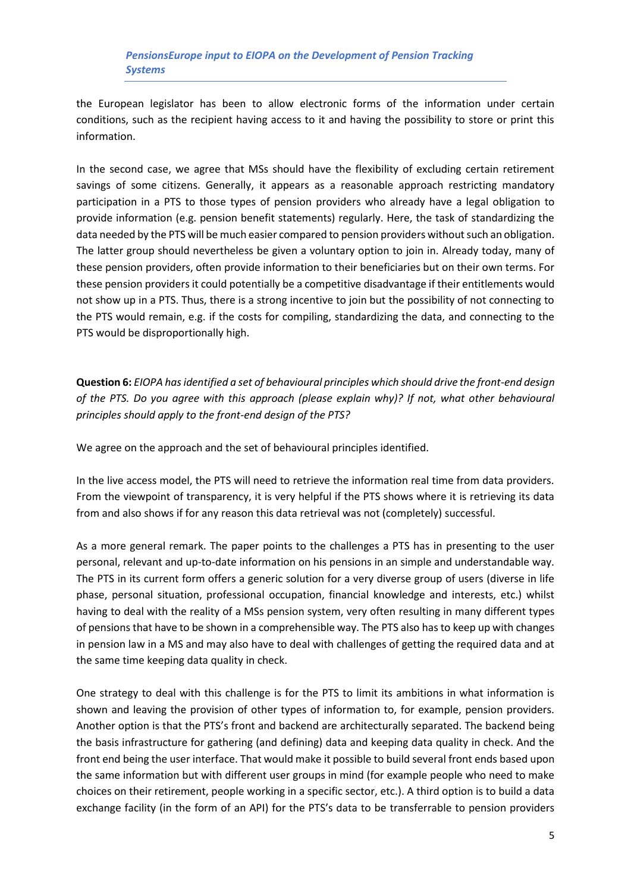the European legislator has been to allow electronic forms of the information under certain conditions, such as the recipient having access to it and having the possibility to store or print this information.

In the second case, we agree that MSs should have the flexibility of excluding certain retirement savings of some citizens. Generally, it appears as a reasonable approach restricting mandatory participation in a PTS to those types of pension providers who already have a legal obligation to provide information (e.g. pension benefit statements) regularly. Here, the task of standardizing the data needed by the PTS will be much easier compared to pension providers without such an obligation. The latter group should nevertheless be given a voluntary option to join in. Already today, many of these pension providers, often provide information to their beneficiaries but on their own terms. For these pension providers it could potentially be a competitive disadvantage if their entitlements would not show up in a PTS. Thus, there is a strong incentive to join but the possibility of not connecting to the PTS would remain, e.g. if the costs for compiling, standardizing the data, and connecting to the PTS would be disproportionally high.

**Question 6:** *EIOPA has identified a set of behavioural principles which should drive the front-end design of the PTS. Do you agree with this approach (please explain why)? If not, what other behavioural principles should apply to the front-end design of the PTS?*

We agree on the approach and the set of behavioural principles identified.

In the live access model, the PTS will need to retrieve the information real time from data providers. From the viewpoint of transparency, it is very helpful if the PTS shows where it is retrieving its data from and also shows if for any reason this data retrieval was not (completely) successful.

As a more general remark. The paper points to the challenges a PTS has in presenting to the user personal, relevant and up-to-date information on his pensions in an simple and understandable way. The PTS in its current form offers a generic solution for a very diverse group of users (diverse in life phase, personal situation, professional occupation, financial knowledge and interests, etc.) whilst having to deal with the reality of a MSs pension system, very often resulting in many different types of pensions that have to be shown in a comprehensible way. The PTS also has to keep up with changes in pension law in a MS and may also have to deal with challenges of getting the required data and at the same time keeping data quality in check.

One strategy to deal with this challenge is for the PTS to limit its ambitions in what information is shown and leaving the provision of other types of information to, for example, pension providers. Another option is that the PTS's front and backend are architecturally separated. The backend being the basis infrastructure for gathering (and defining) data and keeping data quality in check. And the front end being the user interface. That would make it possible to build several front ends based upon the same information but with different user groups in mind (for example people who need to make choices on their retirement, people working in a specific sector, etc.). A third option is to build a data exchange facility (in the form of an API) for the PTS's data to be transferrable to pension providers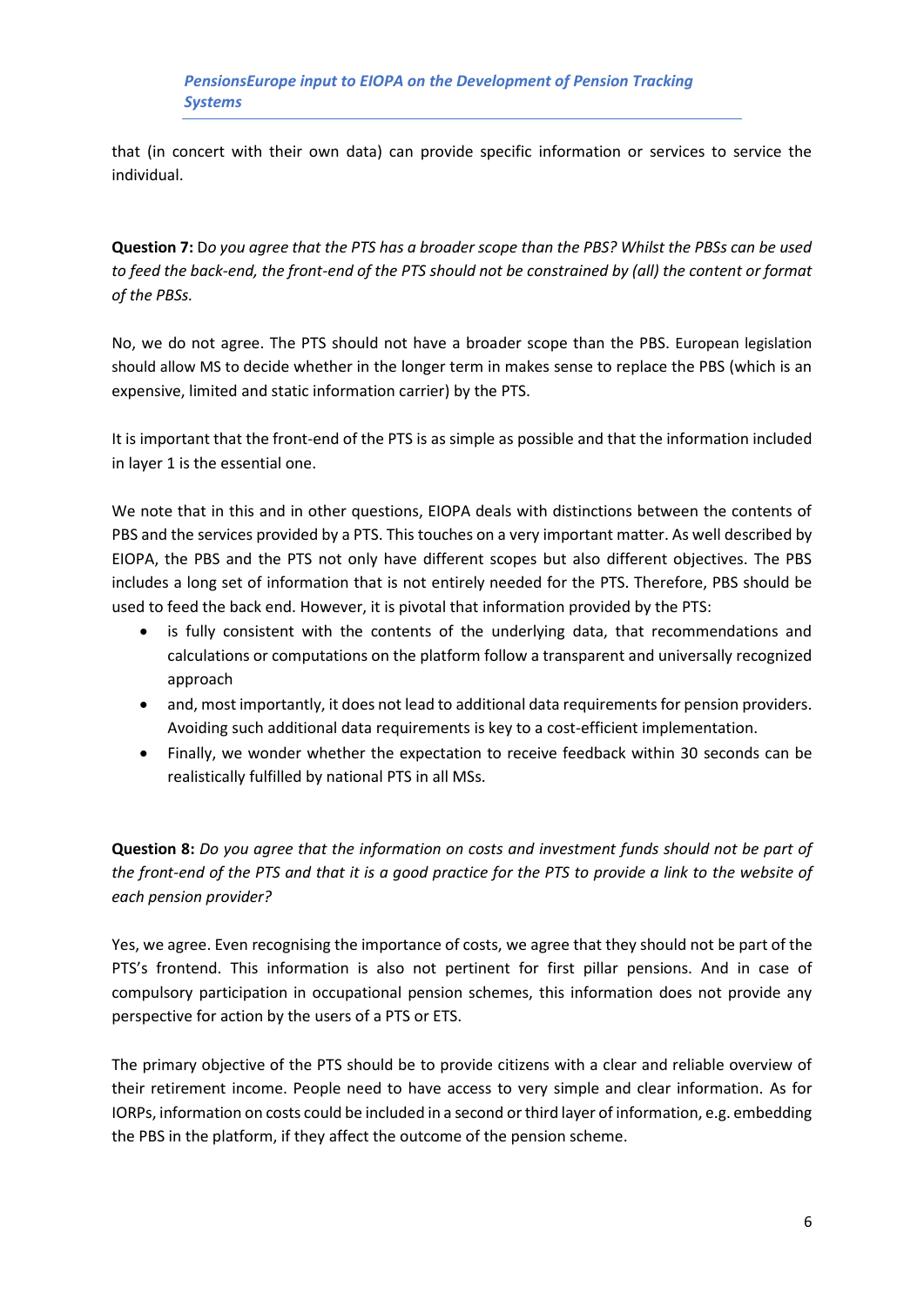that (in concert with their own data) can provide specific information or services to service the individual.

**Question 7:** D*o you agree that the PTS has a broader scope than the PBS? Whilst the PBSs can be used to feed the back-end, the front-end of the PTS should not be constrained by (all) the content or format of the PBSs.*

No, we do not agree. The PTS should not have a broader scope than the PBS. European legislation should allow MS to decide whether in the longer term in makes sense to replace the PBS (which is an expensive, limited and static information carrier) by the PTS.

It is important that the front-end of the PTS is as simple as possible and that the information included in layer 1 is the essential one.

We note that in this and in other questions, EIOPA deals with distinctions between the contents of PBS and the services provided by a PTS. This touches on a very important matter. As well described by EIOPA, the PBS and the PTS not only have different scopes but also different objectives. The PBS includes a long set of information that is not entirely needed for the PTS. Therefore, PBS should be used to feed the back end. However, it is pivotal that information provided by the PTS:

- is fully consistent with the contents of the underlying data, that recommendations and calculations or computations on the platform follow a transparent and universally recognized approach
- and, most importantly, it does not lead to additional data requirements for pension providers. Avoiding such additional data requirements is key to a cost-efficient implementation.
- Finally, we wonder whether the expectation to receive feedback within 30 seconds can be realistically fulfilled by national PTS in all MSs.

**Question 8:** *Do you agree that the information on costs and investment funds should not be part of the front-end of the PTS and that it is a good practice for the PTS to provide a link to the website of each pension provider?*

Yes, we agree. Even recognising the importance of costs, we agree that they should not be part of the PTS's frontend. This information is also not pertinent for first pillar pensions. And in case of compulsory participation in occupational pension schemes, this information does not provide any perspective for action by the users of a PTS or ETS.

The primary objective of the PTS should be to provide citizens with a clear and reliable overview of their retirement income. People need to have access to very simple and clear information. As for IORPs, information on costs could be included in a second or third layer of information, e.g. embedding the PBS in the platform, if they affect the outcome of the pension scheme.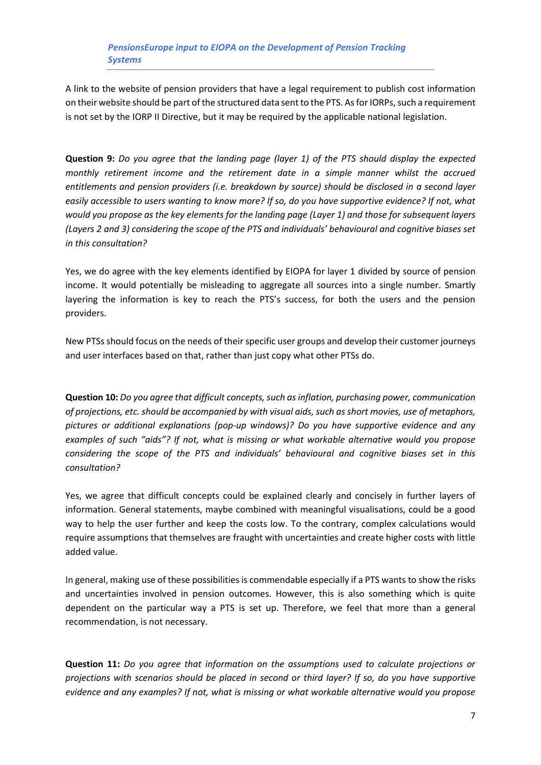A link to the website of pension providers that have a legal requirement to publish cost information on their website should be part of the structured data sent to the PTS. As for IORPs, such a requirement is not set by the IORP II Directive, but it may be required by the applicable national legislation.

**Question 9:** *Do you agree that the landing page (layer 1) of the PTS should display the expected monthly retirement income and the retirement date in a simple manner whilst the accrued entitlements and pension providers (i.e. breakdown by source) should be disclosed in a second layer easily accessible to users wanting to know more? If so, do you have supportive evidence? If not, what would you propose as the key elements for the landing page (Layer 1) and those for subsequent layers (Layers 2 and 3) considering the scope of the PTS and individuals' behavioural and cognitive biases set in this consultation?*

Yes, we do agree with the key elements identified by EIOPA for layer 1 divided by source of pension income. It would potentially be misleading to aggregate all sources into a single number. Smartly layering the information is key to reach the PTS's success, for both the users and the pension providers.

New PTSs should focus on the needs of their specific user groups and develop their customer journeys and user interfaces based on that, rather than just copy what other PTSs do.

**Question 10:** *Do you agree that difficult concepts, such as inflation, purchasing power, communication of projections, etc. should be accompanied by with visual aids, such as short movies, use of metaphors, pictures or additional explanations (pop-up windows)? Do you have supportive evidence and any examples of such "aids"? If not, what is missing or what workable alternative would you propose considering the scope of the PTS and individuals' behavioural and cognitive biases set in this consultation?*

Yes, we agree that difficult concepts could be explained clearly and concisely in further layers of information. General statements, maybe combined with meaningful visualisations, could be a good way to help the user further and keep the costs low. To the contrary, complex calculations would require assumptions that themselves are fraught with uncertainties and create higher costs with little added value.

In general, making use of these possibilities is commendable especially if a PTS wants to show the risks and uncertainties involved in pension outcomes. However, this is also something which is quite dependent on the particular way a PTS is set up. Therefore, we feel that more than a general recommendation, is not necessary.

**Question 11:** *Do you agree that information on the assumptions used to calculate projections or projections with scenarios should be placed in second or third layer? If so, do you have supportive evidence and any examples? If not, what is missing or what workable alternative would you propose*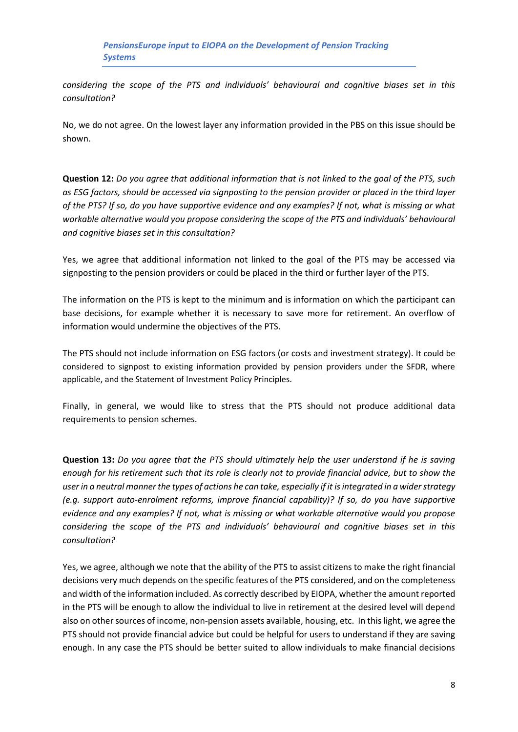*considering the scope of the PTS and individuals' behavioural and cognitive biases set in this consultation?*

No, we do not agree. On the lowest layer any information provided in the PBS on this issue should be shown.

**Question 12:** *Do you agree that additional information that is not linked to the goal of the PTS, such as ESG factors, should be accessed via signposting to the pension provider or placed in the third layer of the PTS? If so, do you have supportive evidence and any examples? If not, what is missing or what workable alternative would you propose considering the scope of the PTS and individuals' behavioural and cognitive biases set in this consultation?*

Yes, we agree that additional information not linked to the goal of the PTS may be accessed via signposting to the pension providers or could be placed in the third or further layer of the PTS.

The information on the PTS is kept to the minimum and is information on which the participant can base decisions, for example whether it is necessary to save more for retirement. An overflow of information would undermine the objectives of the PTS.

The PTS should not include information on ESG factors (or costs and investment strategy). It could be considered to signpost to existing information provided by pension providers under the SFDR, where applicable, and the Statement of Investment Policy Principles.

Finally, in general, we would like to stress that the PTS should not produce additional data requirements to pension schemes.

**Question 13:** *Do you agree that the PTS should ultimately help the user understand if he is saving enough for his retirement such that its role is clearly not to provide financial advice, but to show the user in a neutral manner the types of actions he can take, especially if it is integrated in a wider strategy (e.g. support auto-enrolment reforms, improve financial capability)? If so, do you have supportive evidence and any examples? If not, what is missing or what workable alternative would you propose considering the scope of the PTS and individuals' behavioural and cognitive biases set in this consultation?*

Yes, we agree, although we note that the ability of the PTS to assist citizens to make the right financial decisions very much depends on the specific features of the PTS considered, and on the completeness and width of the information included. As correctly described by EIOPA, whether the amount reported in the PTS will be enough to allow the individual to live in retirement at the desired level will depend also on other sources of income, non-pension assets available, housing, etc. In this light, we agree the PTS should not provide financial advice but could be helpful for users to understand if they are saving enough. In any case the PTS should be better suited to allow individuals to make financial decisions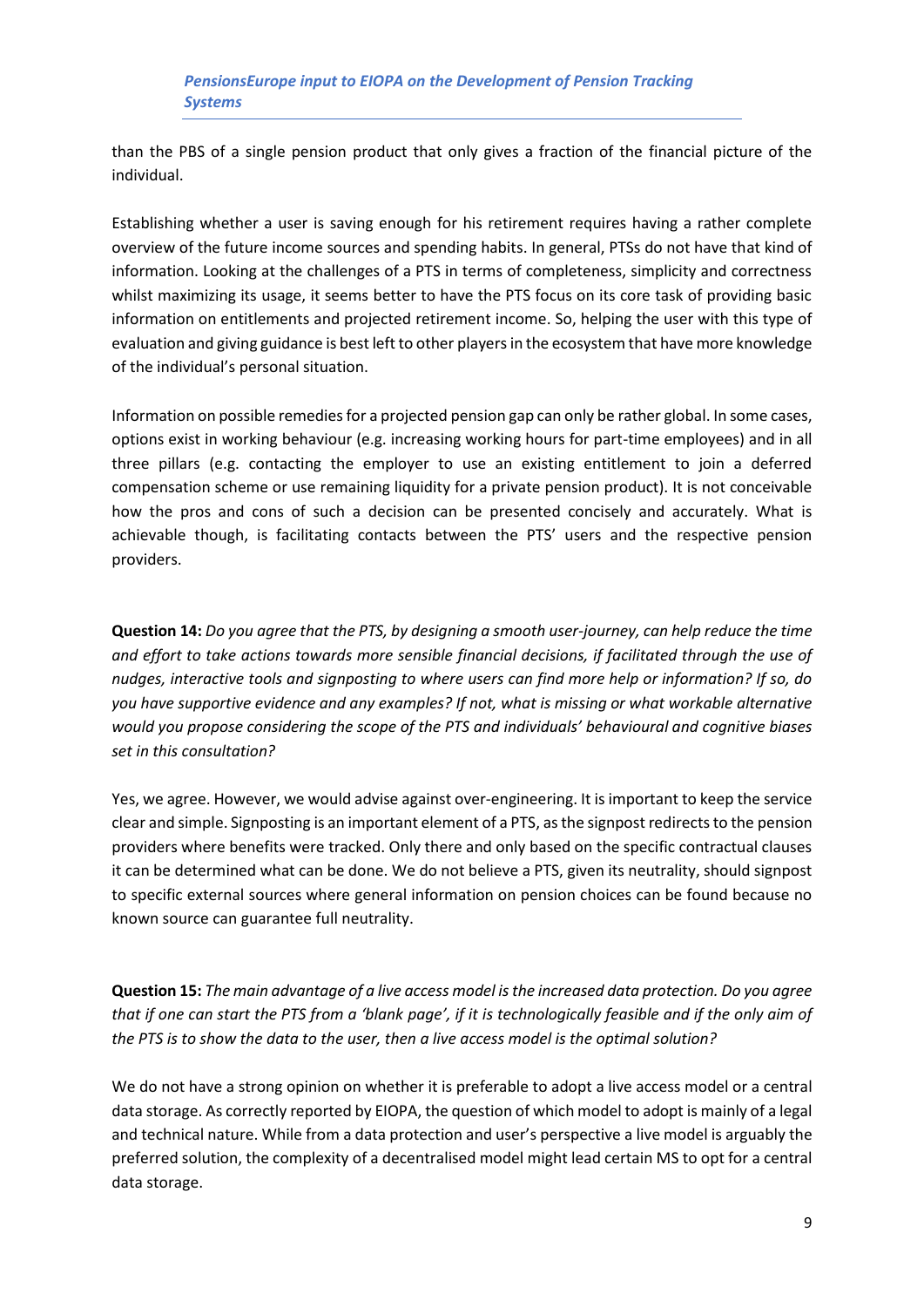than the PBS of a single pension product that only gives a fraction of the financial picture of the individual.

Establishing whether a user is saving enough for his retirement requires having a rather complete overview of the future income sources and spending habits. In general, PTSs do not have that kind of information. Looking at the challenges of a PTS in terms of completeness, simplicity and correctness whilst maximizing its usage, it seems better to have the PTS focus on its core task of providing basic information on entitlements and projected retirement income. So, helping the user with this type of evaluation and giving guidance is best left to other players in the ecosystem that have more knowledge of the individual's personal situation.

Information on possible remedies for a projected pension gap can only be rather global. In some cases, options exist in working behaviour (e.g. increasing working hours for part-time employees) and in all three pillars (e.g. contacting the employer to use an existing entitlement to join a deferred compensation scheme or use remaining liquidity for a private pension product). It is not conceivable how the pros and cons of such a decision can be presented concisely and accurately. What is achievable though, is facilitating contacts between the PTS' users and the respective pension providers.

**Question 14:** *Do you agree that the PTS, by designing a smooth user-journey, can help reduce the time and effort to take actions towards more sensible financial decisions, if facilitated through the use of nudges, interactive tools and signposting to where users can find more help or information? If so, do you have supportive evidence and any examples? If not, what is missing or what workable alternative would you propose considering the scope of the PTS and individuals' behavioural and cognitive biases set in this consultation?*

Yes, we agree. However, we would advise against over-engineering. It is important to keep the service clear and simple. Signposting is an important element of a PTS, as the signpost redirects to the pension providers where benefits were tracked. Only there and only based on the specific contractual clauses it can be determined what can be done. We do not believe a PTS, given its neutrality, should signpost to specific external sources where general information on pension choices can be found because no known source can guarantee full neutrality.

**Question 15:** *The main advantage of a live access model is the increased data protection. Do you agree that if one can start the PTS from a 'blank page', if it is technologically feasible and if the only aim of the PTS is to show the data to the user, then a live access model is the optimal solution?*

We do not have a strong opinion on whether it is preferable to adopt a live access model or a central data storage. As correctly reported by EIOPA, the question of which model to adopt is mainly of a legal and technical nature. While from a data protection and user's perspective a live model is arguably the preferred solution, the complexity of a decentralised model might lead certain MS to opt for a central data storage.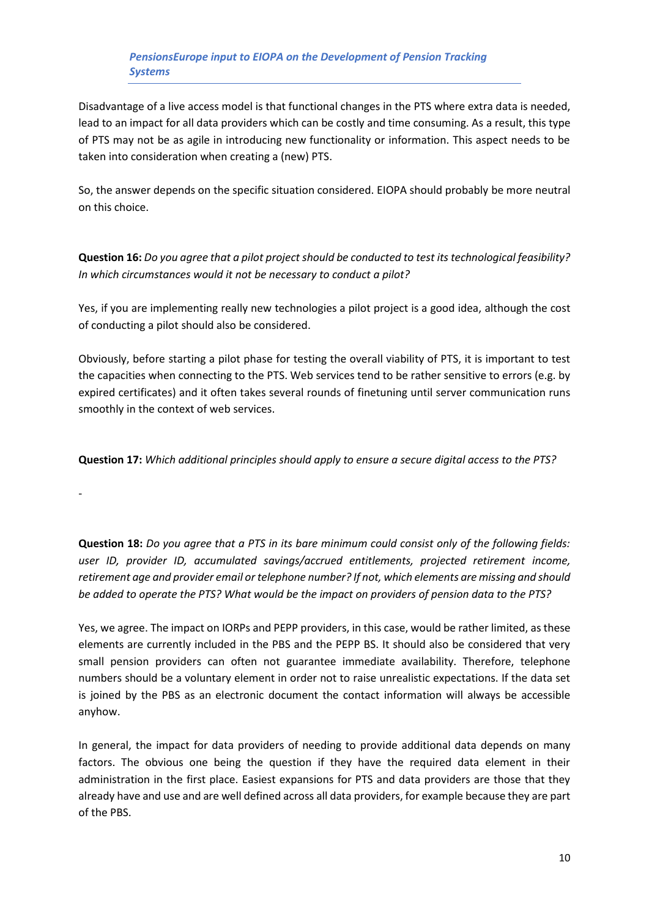Disadvantage of a live access model is that functional changes in the PTS where extra data is needed, lead to an impact for all data providers which can be costly and time consuming. As a result, this type of PTS may not be as agile in introducing new functionality or information. This aspect needs to be taken into consideration when creating a (new) PTS.

So, the answer depends on the specific situation considered. EIOPA should probably be more neutral on this choice.

**Question 16:** *Do you agree that a pilot project should be conducted to test its technological feasibility? In which circumstances would it not be necessary to conduct a pilot?*

Yes, if you are implementing really new technologies a pilot project is a good idea, although the cost of conducting a pilot should also be considered.

Obviously, before starting a pilot phase for testing the overall viability of PTS, it is important to test the capacities when connecting to the PTS. Web services tend to be rather sensitive to errors (e.g. by expired certificates) and it often takes several rounds of finetuning until server communication runs smoothly in the context of web services.

**Question 17:** *Which additional principles should apply to ensure a secure digital access to the PTS?*

-

**Question 18:** *Do you agree that a PTS in its bare minimum could consist only of the following fields: user ID, provider ID, accumulated savings/accrued entitlements, projected retirement income, retirement age and provider email or telephone number? If not, which elements are missing and should be added to operate the PTS? What would be the impact on providers of pension data to the PTS?*

Yes, we agree. The impact on IORPs and PEPP providers, in this case, would be rather limited, as these elements are currently included in the PBS and the PEPP BS. It should also be considered that very small pension providers can often not guarantee immediate availability. Therefore, telephone numbers should be a voluntary element in order not to raise unrealistic expectations. If the data set is joined by the PBS as an electronic document the contact information will always be accessible anyhow.

In general, the impact for data providers of needing to provide additional data depends on many factors. The obvious one being the question if they have the required data element in their administration in the first place. Easiest expansions for PTS and data providers are those that they already have and use and are well defined across all data providers, for example because they are part of the PBS.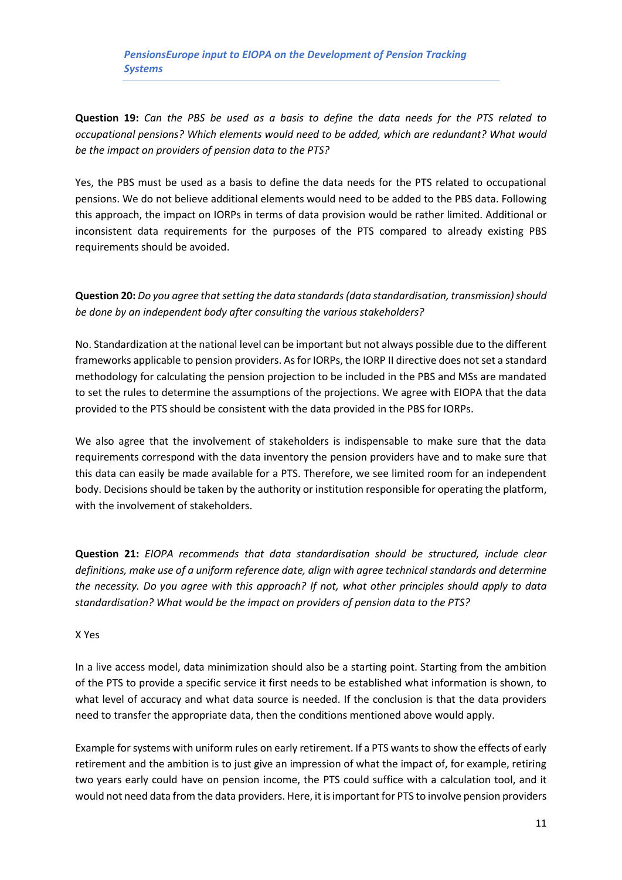**Question 19:** *Can the PBS be used as a basis to define the data needs for the PTS related to occupational pensions? Which elements would need to be added, which are redundant? What would be the impact on providers of pension data to the PTS?*

Yes, the PBS must be used as a basis to define the data needs for the PTS related to occupational pensions. We do not believe additional elements would need to be added to the PBS data. Following this approach, the impact on IORPs in terms of data provision would be rather limited. Additional or inconsistent data requirements for the purposes of the PTS compared to already existing PBS requirements should be avoided.

**Question 20:** *Do you agree that setting the data standards (data standardisation, transmission) should be done by an independent body after consulting the various stakeholders?*

No. Standardization at the national level can be important but not always possible due to the different frameworks applicable to pension providers. As for IORPs, the IORP II directive does not set a standard methodology for calculating the pension projection to be included in the PBS and MSs are mandated to set the rules to determine the assumptions of the projections. We agree with EIOPA that the data provided to the PTS should be consistent with the data provided in the PBS for IORPs.

We also agree that the involvement of stakeholders is indispensable to make sure that the data requirements correspond with the data inventory the pension providers have and to make sure that this data can easily be made available for a PTS. Therefore, we see limited room for an independent body. Decisions should be taken by the authority or institution responsible for operating the platform, with the involvement of stakeholders.

**Question 21:** *EIOPA recommends that data standardisation should be structured, include clear definitions, make use of a uniform reference date, align with agree technical standards and determine the necessity. Do you agree with this approach? If not, what other principles should apply to data standardisation? What would be the impact on providers of pension data to the PTS?*

X Yes

In a live access model, data minimization should also be a starting point. Starting from the ambition of the PTS to provide a specific service it first needs to be established what information is shown, to what level of accuracy and what data source is needed. If the conclusion is that the data providers need to transfer the appropriate data, then the conditions mentioned above would apply.

Example for systems with uniform rules on early retirement. If a PTS wants to show the effects of early retirement and the ambition is to just give an impression of what the impact of, for example, retiring two years early could have on pension income, the PTS could suffice with a calculation tool, and it would not need data from the data providers. Here, it is important for PTS to involve pension providers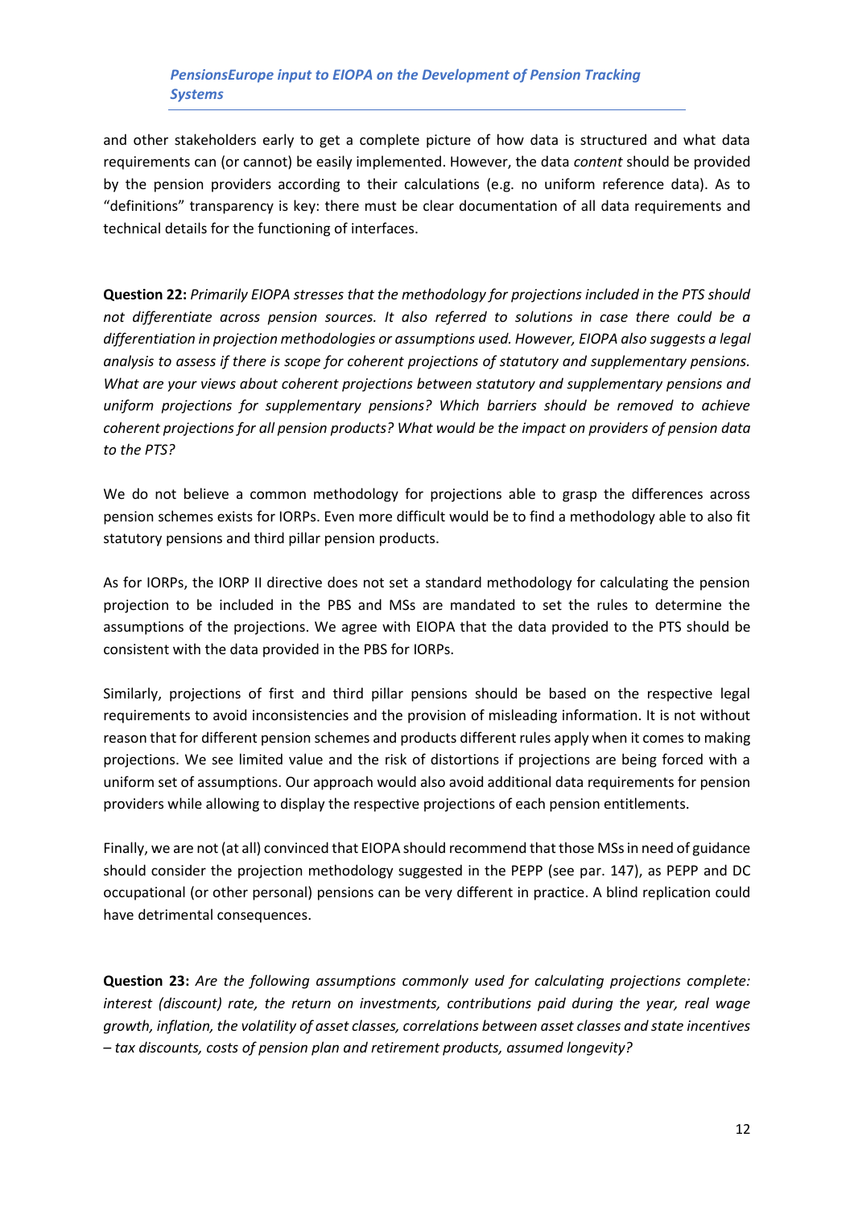and other stakeholders early to get a complete picture of how data is structured and what data requirements can (or cannot) be easily implemented. However, the data *content* should be provided by the pension providers according to their calculations (e.g. no uniform reference data). As to "definitions" transparency is key: there must be clear documentation of all data requirements and technical details for the functioning of interfaces.

**Question 22:** *Primarily EIOPA stresses that the methodology for projections included in the PTS should not differentiate across pension sources. It also referred to solutions in case there could be a differentiation in projection methodologies or assumptions used. However, EIOPA also suggests a legal analysis to assess if there is scope for coherent projections of statutory and supplementary pensions. What are your views about coherent projections between statutory and supplementary pensions and uniform projections for supplementary pensions? Which barriers should be removed to achieve coherent projections for all pension products? What would be the impact on providers of pension data to the PTS?*

We do not believe a common methodology for projections able to grasp the differences across pension schemes exists for IORPs. Even more difficult would be to find a methodology able to also fit statutory pensions and third pillar pension products.

As for IORPs, the IORP II directive does not set a standard methodology for calculating the pension projection to be included in the PBS and MSs are mandated to set the rules to determine the assumptions of the projections. We agree with EIOPA that the data provided to the PTS should be consistent with the data provided in the PBS for IORPs.

Similarly, projections of first and third pillar pensions should be based on the respective legal requirements to avoid inconsistencies and the provision of misleading information. It is not without reason that for different pension schemes and products different rules apply when it comes to making projections. We see limited value and the risk of distortions if projections are being forced with a uniform set of assumptions. Our approach would also avoid additional data requirements for pension providers while allowing to display the respective projections of each pension entitlements.

Finally, we are not (at all) convinced that EIOPA should recommend that those MSs in need of guidance should consider the projection methodology suggested in the PEPP (see par. 147), as PEPP and DC occupational (or other personal) pensions can be very different in practice. A blind replication could have detrimental consequences.

**Question 23:** *Are the following assumptions commonly used for calculating projections complete: interest (discount) rate, the return on investments, contributions paid during the year, real wage growth, inflation, the volatility of asset classes, correlations between asset classes and state incentives – tax discounts, costs of pension plan and retirement products, assumed longevity?*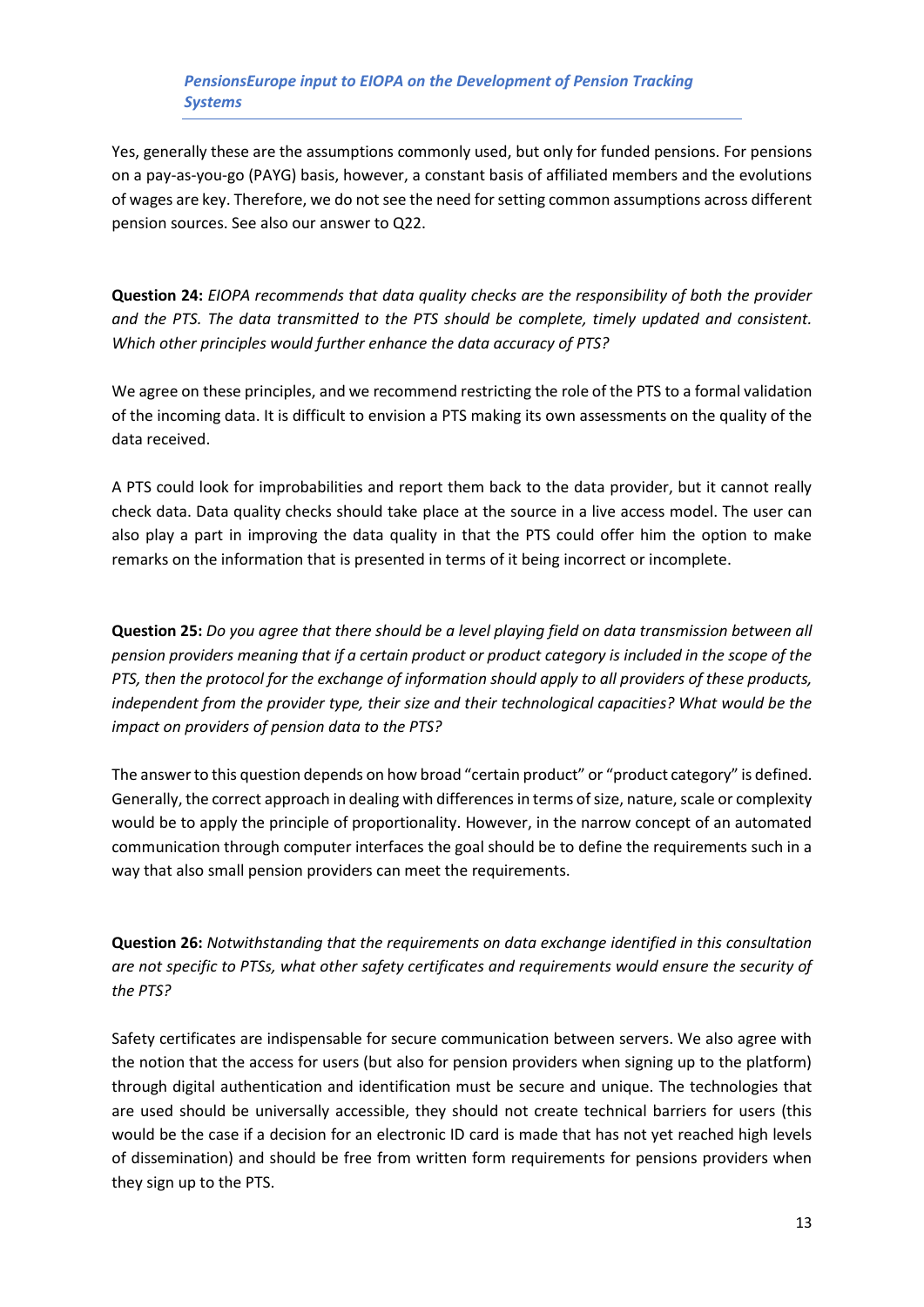Yes, generally these are the assumptions commonly used, but only for funded pensions. For pensions on a pay-as-you-go (PAYG) basis, however, a constant basis of affiliated members and the evolutions of wages are key. Therefore, we do not see the need for setting common assumptions across different pension sources. See also our answer to Q22.

**Question 24:** *EIOPA recommends that data quality checks are the responsibility of both the provider and the PTS. The data transmitted to the PTS should be complete, timely updated and consistent. Which other principles would further enhance the data accuracy of PTS?*

We agree on these principles, and we recommend restricting the role of the PTS to a formal validation of the incoming data. It is difficult to envision a PTS making its own assessments on the quality of the data received.

A PTS could look for improbabilities and report them back to the data provider, but it cannot really check data. Data quality checks should take place at the source in a live access model. The user can also play a part in improving the data quality in that the PTS could offer him the option to make remarks on the information that is presented in terms of it being incorrect or incomplete.

**Question 25:** *Do you agree that there should be a level playing field on data transmission between all pension providers meaning that if a certain product or product category is included in the scope of the PTS, then the protocol for the exchange of information should apply to all providers of these products, independent from the provider type, their size and their technological capacities? What would be the impact on providers of pension data to the PTS?*

The answer to this question depends on how broad "certain product" or "product category" is defined. Generally, the correct approach in dealing with differences in terms of size, nature, scale or complexity would be to apply the principle of proportionality. However, in the narrow concept of an automated communication through computer interfaces the goal should be to define the requirements such in a way that also small pension providers can meet the requirements.

**Question 26:** *Notwithstanding that the requirements on data exchange identified in this consultation are not specific to PTSs, what other safety certificates and requirements would ensure the security of the PTS?*

Safety certificates are indispensable for secure communication between servers. We also agree with the notion that the access for users (but also for pension providers when signing up to the platform) through digital authentication and identification must be secure and unique. The technologies that are used should be universally accessible, they should not create technical barriers for users (this would be the case if a decision for an electronic ID card is made that has not yet reached high levels of dissemination) and should be free from written form requirements for pensions providers when they sign up to the PTS.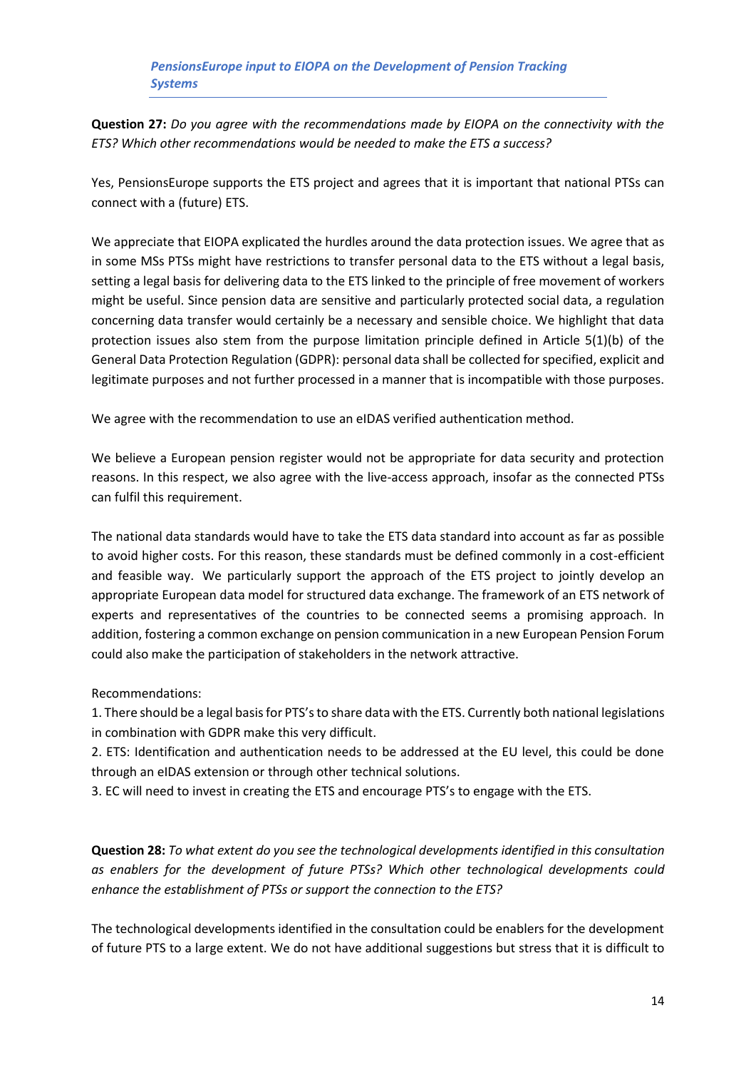**Question 27:** *Do you agree with the recommendations made by EIOPA on the connectivity with the ETS? Which other recommendations would be needed to make the ETS a success?*

Yes, PensionsEurope supports the ETS project and agrees that it is important that national PTSs can connect with a (future) ETS.

We appreciate that EIOPA explicated the hurdles around the data protection issues. We agree that as in some MSs PTSs might have restrictions to transfer personal data to the ETS without a legal basis, setting a legal basis for delivering data to the ETS linked to the principle of free movement of workers might be useful. Since pension data are sensitive and particularly protected social data, a regulation concerning data transfer would certainly be a necessary and sensible choice. We highlight that data protection issues also stem from the purpose limitation principle defined in Article 5(1)(b) of the General Data Protection Regulation (GDPR): personal data shall be collected for specified, explicit and legitimate purposes and not further processed in a manner that is incompatible with those purposes.

We agree with the recommendation to use an eIDAS verified authentication method.

We believe a European pension register would not be appropriate for data security and protection reasons. In this respect, we also agree with the live-access approach, insofar as the connected PTSs can fulfil this requirement.

The national data standards would have to take the ETS data standard into account as far as possible to avoid higher costs. For this reason, these standards must be defined commonly in a cost-efficient and feasible way. We particularly support the approach of the ETS project to jointly develop an appropriate European data model for structured data exchange. The framework of an ETS network of experts and representatives of the countries to be connected seems a promising approach. In addition, fostering a common exchange on pension communication in a new European Pension Forum could also make the participation of stakeholders in the network attractive.

Recommendations:

1. There should be a legal basis for PTS's to share data with the ETS. Currently both national legislations in combination with GDPR make this very difficult.
2. ETS: Identification and authentication needs to be addressed at the EU level, this could be done through an eIDAS extension or through other technical solutions.
3. EC will need to invest in creating the ETS and encourage PTS's to engage with the ETS.

**Question 28:** *To what extent do you see the technological developments identified in this consultation as enablers for the development of future PTSs? Which other technological developments could enhance the establishment of PTSs or support the connection to the ETS?*

The technological developments identified in the consultation could be enablers for the development of future PTS to a large extent. We do not have additional suggestions but stress that it is difficult to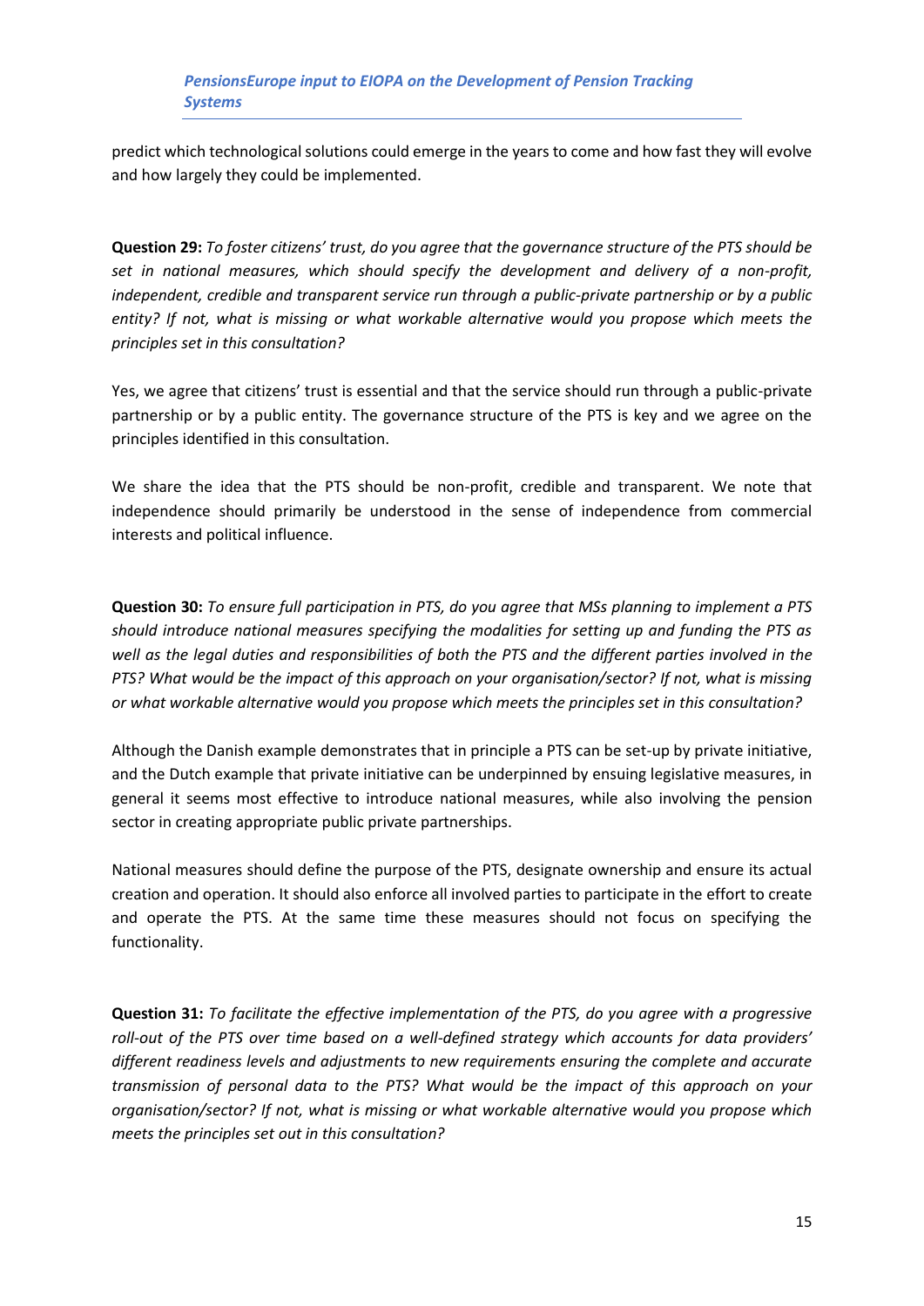predict which technological solutions could emerge in the years to come and how fast they will evolve and how largely they could be implemented.

**Question 29:** *To foster citizens' trust, do you agree that the governance structure of the PTS should be set in national measures, which should specify the development and delivery of a non-profit, independent, credible and transparent service run through a public-private partnership or by a public entity? If not, what is missing or what workable alternative would you propose which meets the principles set in this consultation?*

Yes, we agree that citizens' trust is essential and that the service should run through a public-private partnership or by a public entity. The governance structure of the PTS is key and we agree on the principles identified in this consultation.

We share the idea that the PTS should be non-profit, credible and transparent. We note that independence should primarily be understood in the sense of independence from commercial interests and political influence.

**Question 30:** *To ensure full participation in PTS, do you agree that MSs planning to implement a PTS should introduce national measures specifying the modalities for setting up and funding the PTS as well as the legal duties and responsibilities of both the PTS and the different parties involved in the PTS? What would be the impact of this approach on your organisation/sector? If not, what is missing or what workable alternative would you propose which meets the principles set in this consultation?*

Although the Danish example demonstrates that in principle a PTS can be set-up by private initiative, and the Dutch example that private initiative can be underpinned by ensuing legislative measures, in general it seems most effective to introduce national measures, while also involving the pension sector in creating appropriate public private partnerships.

National measures should define the purpose of the PTS, designate ownership and ensure its actual creation and operation. It should also enforce all involved parties to participate in the effort to create and operate the PTS. At the same time these measures should not focus on specifying the functionality.

**Question 31:** *To facilitate the effective implementation of the PTS, do you agree with a progressive roll-out of the PTS over time based on a well-defined strategy which accounts for data providers' different readiness levels and adjustments to new requirements ensuring the complete and accurate transmission of personal data to the PTS? What would be the impact of this approach on your organisation/sector? If not, what is missing or what workable alternative would you propose which meets the principles set out in this consultation?*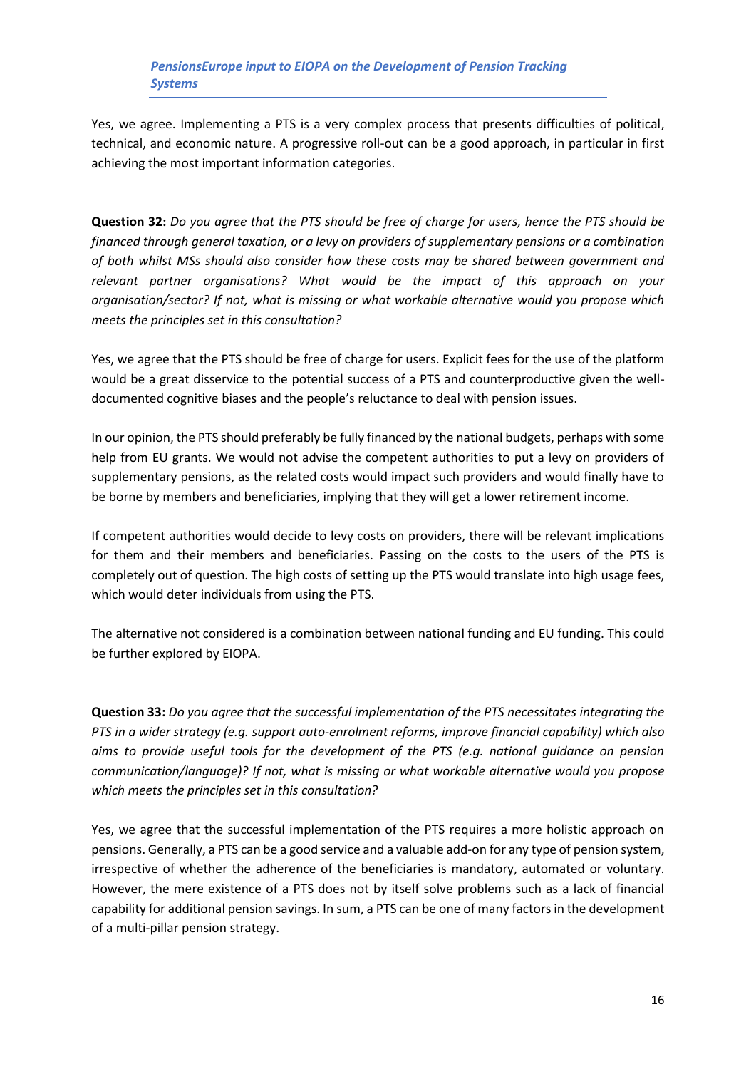Yes, we agree. Implementing a PTS is a very complex process that presents difficulties of political, technical, and economic nature. A progressive roll-out can be a good approach, in particular in first achieving the most important information categories.

**Question 32:** *Do you agree that the PTS should be free of charge for users, hence the PTS should be financed through general taxation, or a levy on providers of supplementary pensions or a combination of both whilst MSs should also consider how these costs may be shared between government and relevant partner organisations? What would be the impact of this approach on your organisation/sector? If not, what is missing or what workable alternative would you propose which meets the principles set in this consultation?*

Yes, we agree that the PTS should be free of charge for users. Explicit fees for the use of the platform would be a great disservice to the potential success of a PTS and counterproductive given the well-documented cognitive biases and the people's reluctance to deal with pension issues.

In our opinion, the PTS should preferably be fully financed by the national budgets, perhaps with some help from EU grants. We would not advise the competent authorities to put a levy on providers of supplementary pensions, as the related costs would impact such providers and would finally have to be borne by members and beneficiaries, implying that they will get a lower retirement income.

If competent authorities would decide to levy costs on providers, there will be relevant implications for them and their members and beneficiaries. Passing on the costs to the users of the PTS is completely out of question. The high costs of setting up the PTS would translate into high usage fees, which would deter individuals from using the PTS.

The alternative not considered is a combination between national funding and EU funding. This could be further explored by EIOPA.

**Question 33:** *Do you agree that the successful implementation of the PTS necessitates integrating the PTS in a wider strategy (e.g. support auto-enrolment reforms, improve financial capability) which also aims to provide useful tools for the development of the PTS (e.g. national guidance on pension communication/language)? If not, what is missing or what workable alternative would you propose which meets the principles set in this consultation?*

Yes, we agree that the successful implementation of the PTS requires a more holistic approach on pensions. Generally, a PTS can be a good service and a valuable add-on for any type of pension system, irrespective of whether the adherence of the beneficiaries is mandatory, automated or voluntary. However, the mere existence of a PTS does not by itself solve problems such as a lack of financial capability for additional pension savings. In sum, a PTS can be one of many factors in the development of a multi-pillar pension strategy.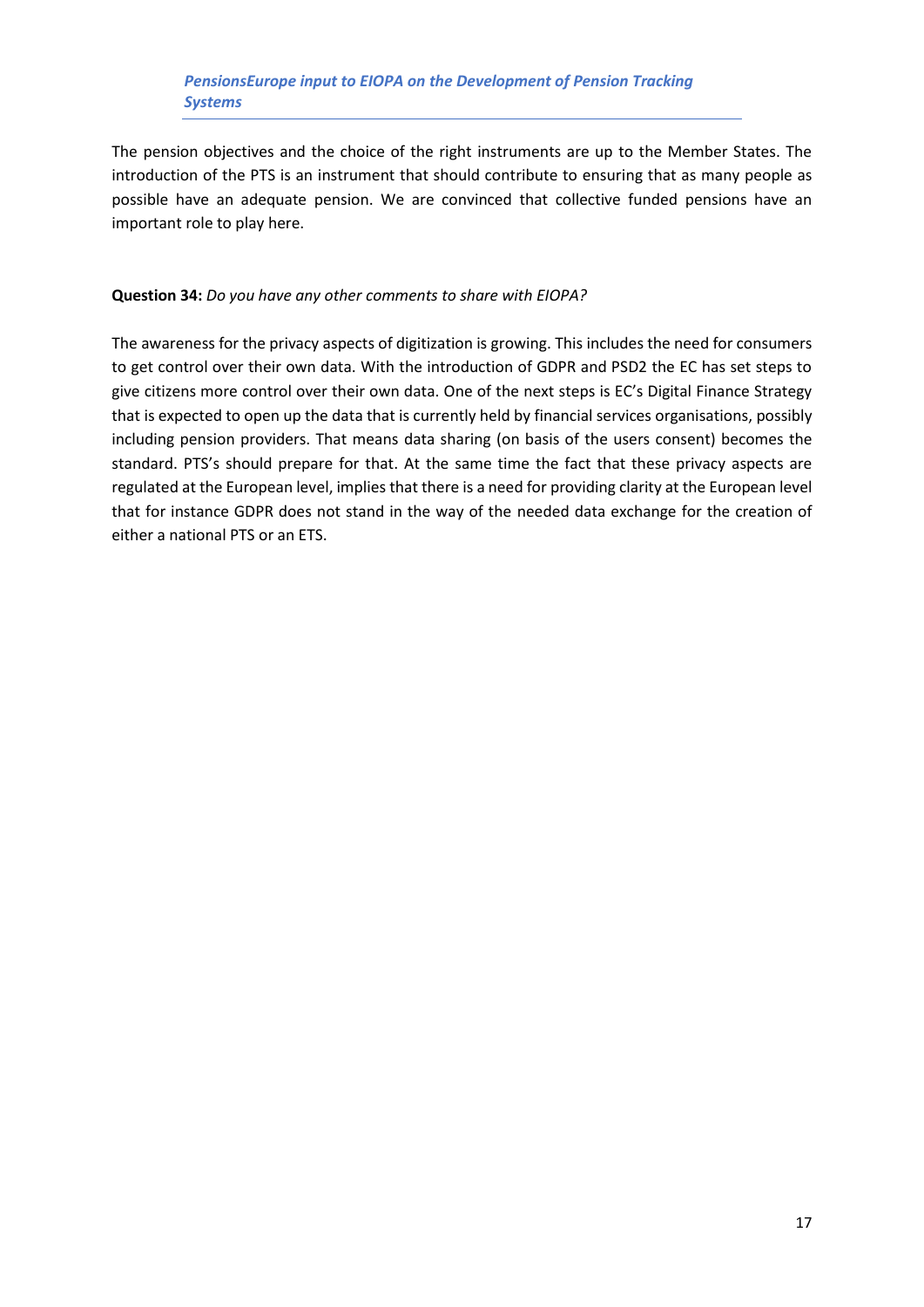The pension objectives and the choice of the right instruments are up to the Member States. The introduction of the PTS is an instrument that should contribute to ensuring that as many people as possible have an adequate pension. We are convinced that collective funded pensions have an important role to play here.

**Question 34:** *Do you have any other comments to share with EIOPA?*

The awareness for the privacy aspects of digitization is growing. This includes the need for consumers to get control over their own data. With the introduction of GDPR and PSD2 the EC has set steps to give citizens more control over their own data. One of the next steps is EC's Digital Finance Strategy that is expected to open up the data that is currently held by financial services organisations, possibly including pension providers. That means data sharing (on basis of the users consent) becomes the standard. PTS's should prepare for that. At the same time the fact that these privacy aspects are regulated at the European level, implies that there is a need for providing clarity at the European level that for instance GDPR does not stand in the way of the needed data exchange for the creation of either a national PTS or an ETS.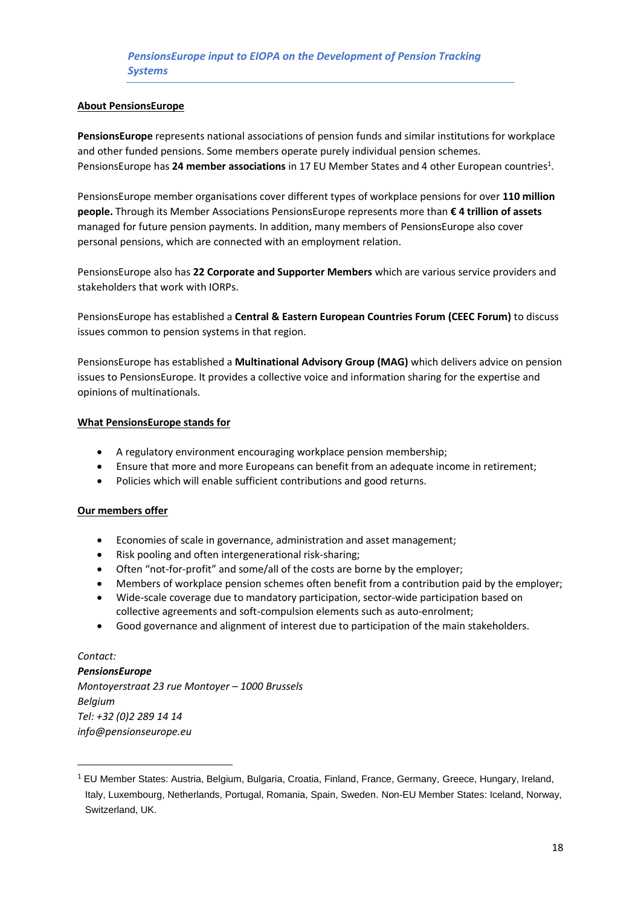*PensionsEurope input to EIOPA on the Development of Pension Tracking Systems*

**About PensionsEurope**

**PensionsEurope** represents national associations of pension funds and similar institutions for workplace and other funded pensions. Some members operate purely individual pension schemes. PensionsEurope has **24 member associations** in 17 EU Member States and 4 other European countries[1].

PensionsEurope member organisations cover different types of workplace pensions for over **110 million people.** Through its Member Associations PensionsEurope represents more than **€ 4 trillion of assets** managed for future pension payments. In addition, many members of PensionsEurope also cover personal pensions, which are connected with an employment relation.

PensionsEurope also has **22 Corporate and Supporter Members** which are various service providers and stakeholders that work with IORPs.

PensionsEurope has established a **Central & Eastern European Countries Forum (CEEC Forum)** to discuss issues common to pension systems in that region.

PensionsEurope has established a **Multinational Advisory Group (MAG)** which delivers advice on pension issues to PensionsEurope. It provides a collective voice and information sharing for the expertise and opinions of multinationals.

**What PensionsEurope stands for**

- A regulatory environment encouraging workplace pension membership;
- Ensure that more and more Europeans can benefit from an adequate income in retirement;
- Policies which will enable sufficient contributions and good returns.

**Our members offer**

- Economies of scale in governance, administration and asset management;
- Risk pooling and often intergenerational risk-sharing;
- Often "not-for-profit" and some/all of the costs are borne by the employer;
- Members of workplace pension schemes often benefit from a contribution paid by the employer;
- Wide-scale coverage due to mandatory participation, sector-wide participation based on collective agreements and soft-compulsion elements such as auto-enrolment;
- Good governance and alignment of interest due to participation of the main stakeholders.

*Contact:*
***PensionsEurope***
*Montoyerstraat 23 rue Montoyer – 1000 Brussels*
*Belgium*
*Tel: +32 (0)2 289 14 14*
*info@pensionseurope.eu*

---

[1] EU Member States: Austria, Belgium, Bulgaria, Croatia, Finland, France, Germany, Greece, Hungary, Ireland, Italy, Luxembourg, Netherlands, Portugal, Romania, Spain, Sweden. Non-EU Member States: Iceland, Norway, Switzerland, UK.